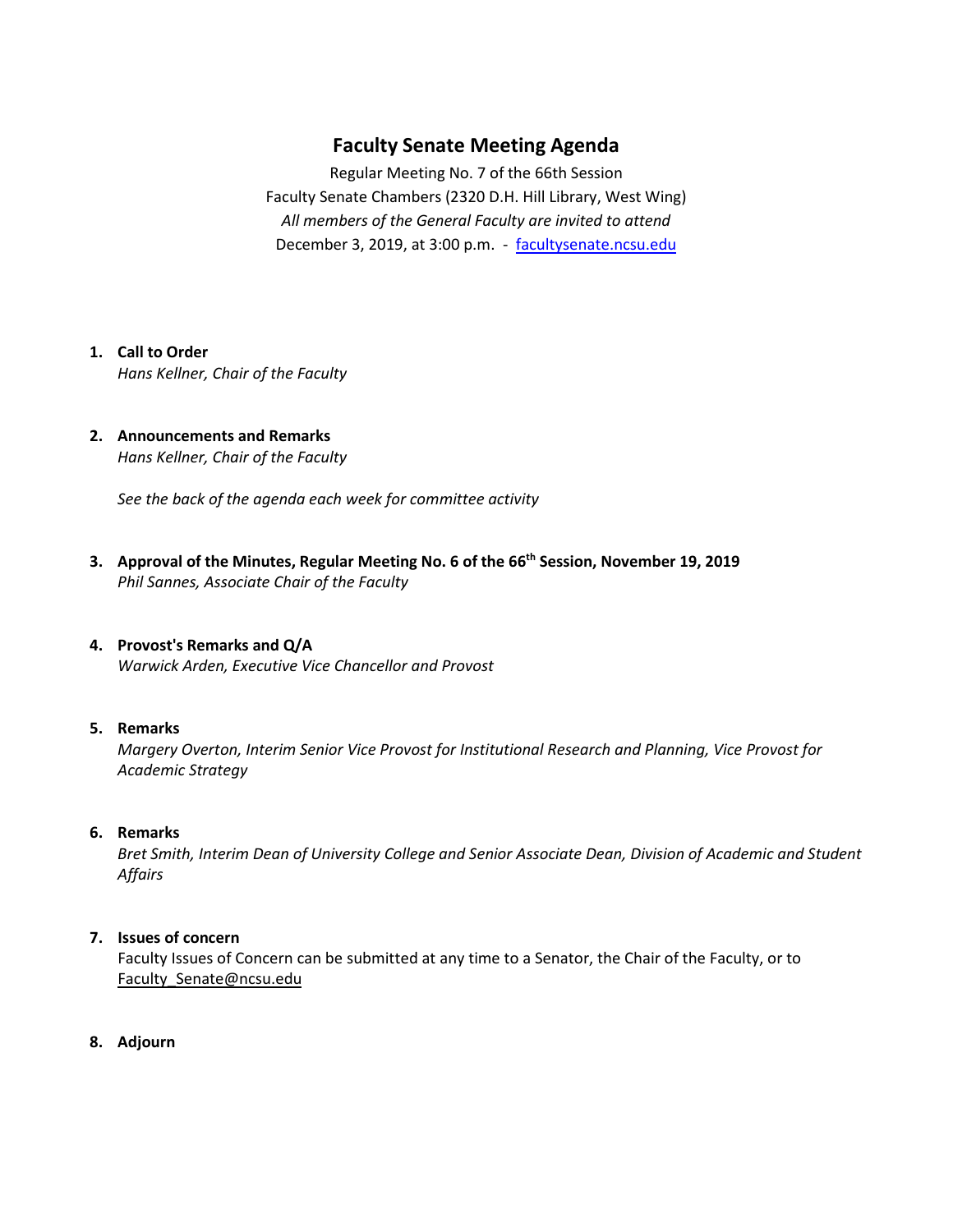# Faculty Senate Meeting Agenda

Regular Meeting No. 7 of the 66th Session
Faculty Senate Chambers (2320 D.H. Hill Library, West Wing)
*All members of the General Faculty are invited to attend*
December 3, 2019, at 3:00 p.m. - facultysenate.ncsu.edu

1. **Call to Order**
   *Hans Kellner, Chair of the Faculty*

2. **Announcements and Remarks**
   *Hans Kellner, Chair of the Faculty*

   *See the back of the agenda each week for committee activity*

3. **Approval of the Minutes, Regular Meeting No. 6 of the 66th Session, November 19, 2019**
   *Phil Sannes, Associate Chair of the Faculty*

4. **Provost's Remarks and Q/A**
   *Warwick Arden, Executive Vice Chancellor and Provost*

5. **Remarks**
   *Margery Overton, Interim Senior Vice Provost for Institutional Research and Planning, Vice Provost for Academic Strategy*

6. **Remarks**
   *Bret Smith, Interim Dean of University College and Senior Associate Dean, Division of Academic and Student Affairs*

7. **Issues of concern**
   Faculty Issues of Concern can be submitted at any time to a Senator, the Chair of the Faculty, or to Faculty_Senate@ncsu.edu

8. **Adjourn**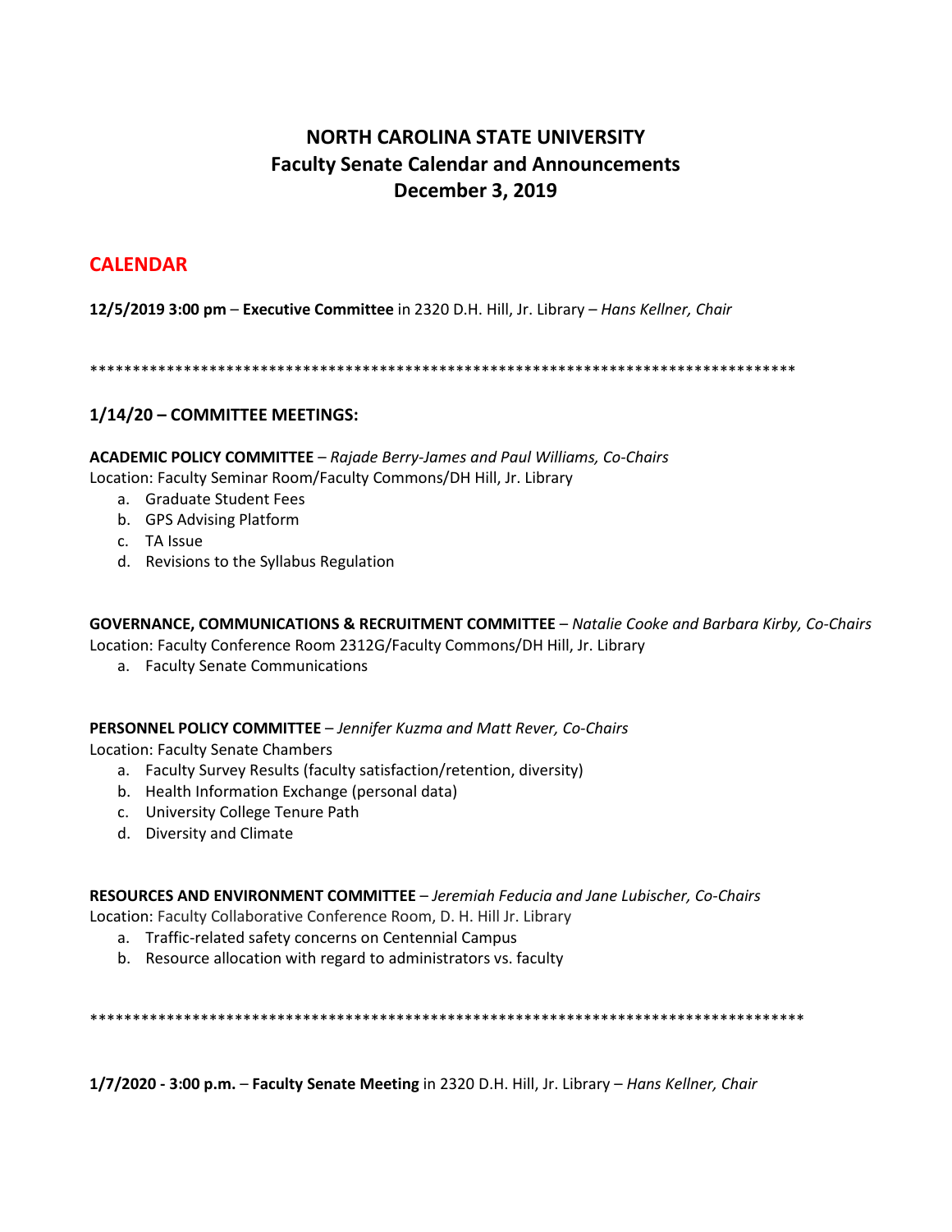# NORTH CAROLINA STATE UNIVERSITY
# Faculty Senate Calendar and Announcements
# December 3, 2019

## CALENDAR

**12/5/2019 3:00 pm** – **Executive Committee** in 2320 D.H. Hill, Jr. Library – *Hans Kellner, Chair*

************************************************************************************

### 1/14/20 – COMMITTEE MEETINGS:

**ACADEMIC POLICY COMMITTEE** – *Rajade Berry-James and Paul Williams, Co-Chairs*
Location: Faculty Seminar Room/Faculty Commons/DH Hill, Jr. Library

a. Graduate Student Fees
b. GPS Advising Platform
c. TA Issue
d. Revisions to the Syllabus Regulation

**GOVERNANCE, COMMUNICATIONS & RECRUITMENT COMMITTEE** – *Natalie Cooke and Barbara Kirby, Co-Chairs*
Location: Faculty Conference Room 2312G/Faculty Commons/DH Hill, Jr. Library

a. Faculty Senate Communications

**PERSONNEL POLICY COMMITTEE** – *Jennifer Kuzma and Matt Rever, Co-Chairs*
Location: Faculty Senate Chambers

a. Faculty Survey Results (faculty satisfaction/retention, diversity)
b. Health Information Exchange (personal data)
c. University College Tenure Path
d. Diversity and Climate

**RESOURCES AND ENVIRONMENT COMMITTEE** – *Jeremiah Feducia and Jane Lubischer, Co-Chairs*
Location: Faculty Collaborative Conference Room, D. H. Hill Jr. Library

a. Traffic-related safety concerns on Centennial Campus
b. Resource allocation with regard to administrators vs. faculty

************************************************************************************

**1/7/2020 - 3:00 p.m.** – **Faculty Senate Meeting** in 2320 D.H. Hill, Jr. Library – *Hans Kellner, Chair*